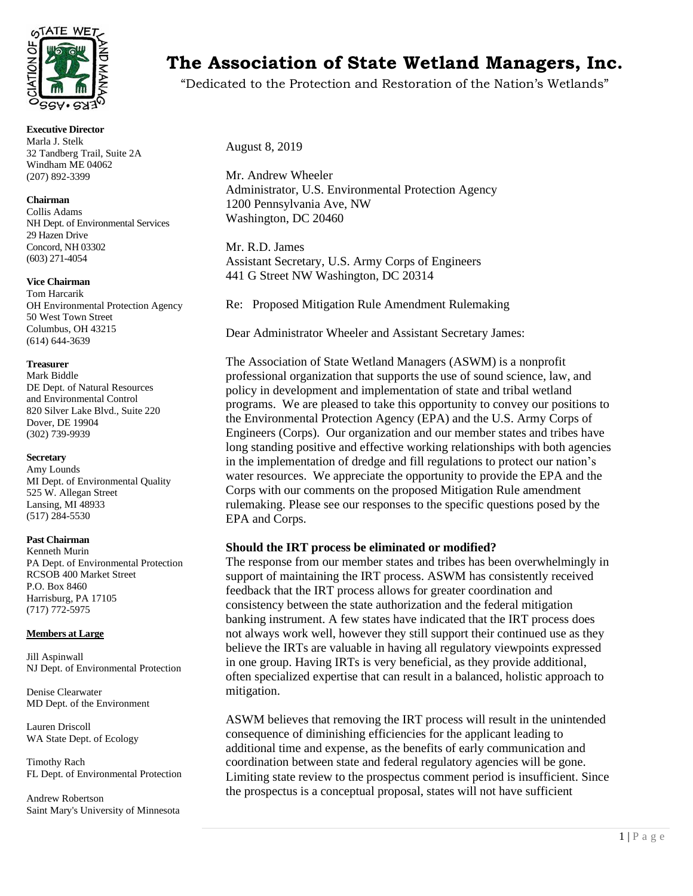# The Association of State Wetland Managers, Inc.

"Dedicated to the Protection and Restoration of the Nation's Wetlands"

**Executive Director**
Marla J. Stelk
32 Tandberg Trail, Suite 2A
Windham ME 04062
(207) 892-3399

**Chairman**
Collis Adams
NH Dept. of Environmental Services
29 Hazen Drive
Concord, NH 03302
(603) 271-4054

**Vice Chairman**
Tom Harcarik
OH Environmental Protection Agency
50 West Town Street
Columbus, OH 43215
(614) 644-3639

**Treasurer**
Mark Biddle
DE Dept. of Natural Resources and Environmental Control
820 Silver Lake Blvd., Suite 220
Dover, DE 19904
(302) 739-9939

**Secretary**
Amy Lounds
MI Dept. of Environmental Quality
525 W. Allegan Street
Lansing, MI 48933
(517) 284-5530

**Past Chairman**
Kenneth Murin
PA Dept. of Environmental Protection
RCSOB 400 Market Street
P.O. Box 8460
Harrisburg, PA 17105
(717) 772-5975

**Members at Large**

Jill Aspinwall
NJ Dept. of Environmental Protection

Denise Clearwater
MD Dept. of the Environment

Lauren Driscoll
WA State Dept. of Ecology

Timothy Rach
FL Dept. of Environmental Protection

Andrew Robertson
Saint Mary's University of Minnesota

---

August 8, 2019

Mr. Andrew Wheeler
Administrator, U.S. Environmental Protection Agency
1200 Pennsylvania Ave, NW
Washington, DC 20460

Mr. R.D. James
Assistant Secretary, U.S. Army Corps of Engineers
441 G Street NW Washington, DC 20314

Re: Proposed Mitigation Rule Amendment Rulemaking

Dear Administrator Wheeler and Assistant Secretary James:

The Association of State Wetland Managers (ASWM) is a nonprofit professional organization that supports the use of sound science, law, and policy in development and implementation of state and tribal wetland programs. We are pleased to take this opportunity to convey our positions to the Environmental Protection Agency (EPA) and the U.S. Army Corps of Engineers (Corps). Our organization and our member states and tribes have long standing positive and effective working relationships with both agencies in the implementation of dredge and fill regulations to protect our nation's water resources. We appreciate the opportunity to provide the EPA and the Corps with our comments on the proposed Mitigation Rule amendment rulemaking. Please see our responses to the specific questions posed by the EPA and Corps.

**Should the IRT process be eliminated or modified?**

The response from our member states and tribes has been overwhelmingly in support of maintaining the IRT process. ASWM has consistently received feedback that the IRT process allows for greater coordination and consistency between the state authorization and the federal mitigation banking instrument. A few states have indicated that the IRT process does not always work well, however they still support their continued use as they believe the IRTs are valuable in having all regulatory viewpoints expressed in one group. Having IRTs is very beneficial, as they provide additional, often specialized expertise that can result in a balanced, holistic approach to mitigation.

ASWM believes that removing the IRT process will result in the unintended consequence of diminishing efficiencies for the applicant leading to additional time and expense, as the benefits of early communication and coordination between state and federal regulatory agencies will be gone. Limiting state review to the prospectus comment period is insufficient. Since the prospectus is a conceptual proposal, states will not have sufficient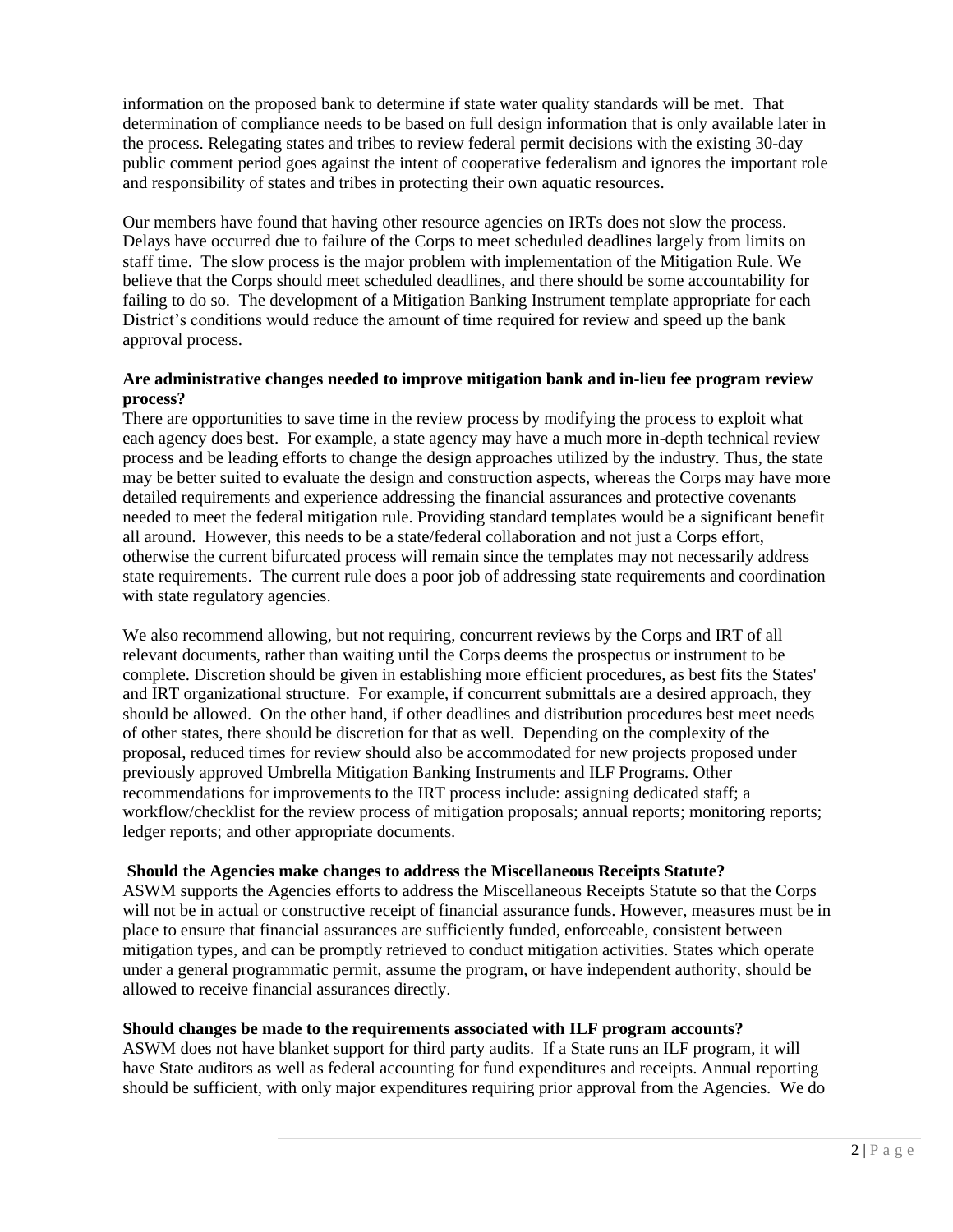information on the proposed bank to determine if state water quality standards will be met. That determination of compliance needs to be based on full design information that is only available later in the process. Relegating states and tribes to review federal permit decisions with the existing 30-day public comment period goes against the intent of cooperative federalism and ignores the important role and responsibility of states and tribes in protecting their own aquatic resources.

Our members have found that having other resource agencies on IRTs does not slow the process. Delays have occurred due to failure of the Corps to meet scheduled deadlines largely from limits on staff time. The slow process is the major problem with implementation of the Mitigation Rule. We believe that the Corps should meet scheduled deadlines, and there should be some accountability for failing to do so. The development of a Mitigation Banking Instrument template appropriate for each District's conditions would reduce the amount of time required for review and speed up the bank approval process.

**Are administrative changes needed to improve mitigation bank and in-lieu fee program review process?**

There are opportunities to save time in the review process by modifying the process to exploit what each agency does best. For example, a state agency may have a much more in-depth technical review process and be leading efforts to change the design approaches utilized by the industry. Thus, the state may be better suited to evaluate the design and construction aspects, whereas the Corps may have more detailed requirements and experience addressing the financial assurances and protective covenants needed to meet the federal mitigation rule. Providing standard templates would be a significant benefit all around. However, this needs to be a state/federal collaboration and not just a Corps effort, otherwise the current bifurcated process will remain since the templates may not necessarily address state requirements. The current rule does a poor job of addressing state requirements and coordination with state regulatory agencies.

We also recommend allowing, but not requiring, concurrent reviews by the Corps and IRT of all relevant documents, rather than waiting until the Corps deems the prospectus or instrument to be complete. Discretion should be given in establishing more efficient procedures, as best fits the States' and IRT organizational structure. For example, if concurrent submittals are a desired approach, they should be allowed. On the other hand, if other deadlines and distribution procedures best meet needs of other states, there should be discretion for that as well. Depending on the complexity of the proposal, reduced times for review should also be accommodated for new projects proposed under previously approved Umbrella Mitigation Banking Instruments and ILF Programs. Other recommendations for improvements to the IRT process include: assigning dedicated staff; a workflow/checklist for the review process of mitigation proposals; annual reports; monitoring reports; ledger reports; and other appropriate documents.

**Should the Agencies make changes to address the Miscellaneous Receipts Statute?**

ASWM supports the Agencies efforts to address the Miscellaneous Receipts Statute so that the Corps will not be in actual or constructive receipt of financial assurance funds. However, measures must be in place to ensure that financial assurances are sufficiently funded, enforceable, consistent between mitigation types, and can be promptly retrieved to conduct mitigation activities. States which operate under a general programmatic permit, assume the program, or have independent authority, should be allowed to receive financial assurances directly.

**Should changes be made to the requirements associated with ILF program accounts?**

ASWM does not have blanket support for third party audits. If a State runs an ILF program, it will have State auditors as well as federal accounting for fund expenditures and receipts. Annual reporting should be sufficient, with only major expenditures requiring prior approval from the Agencies. We do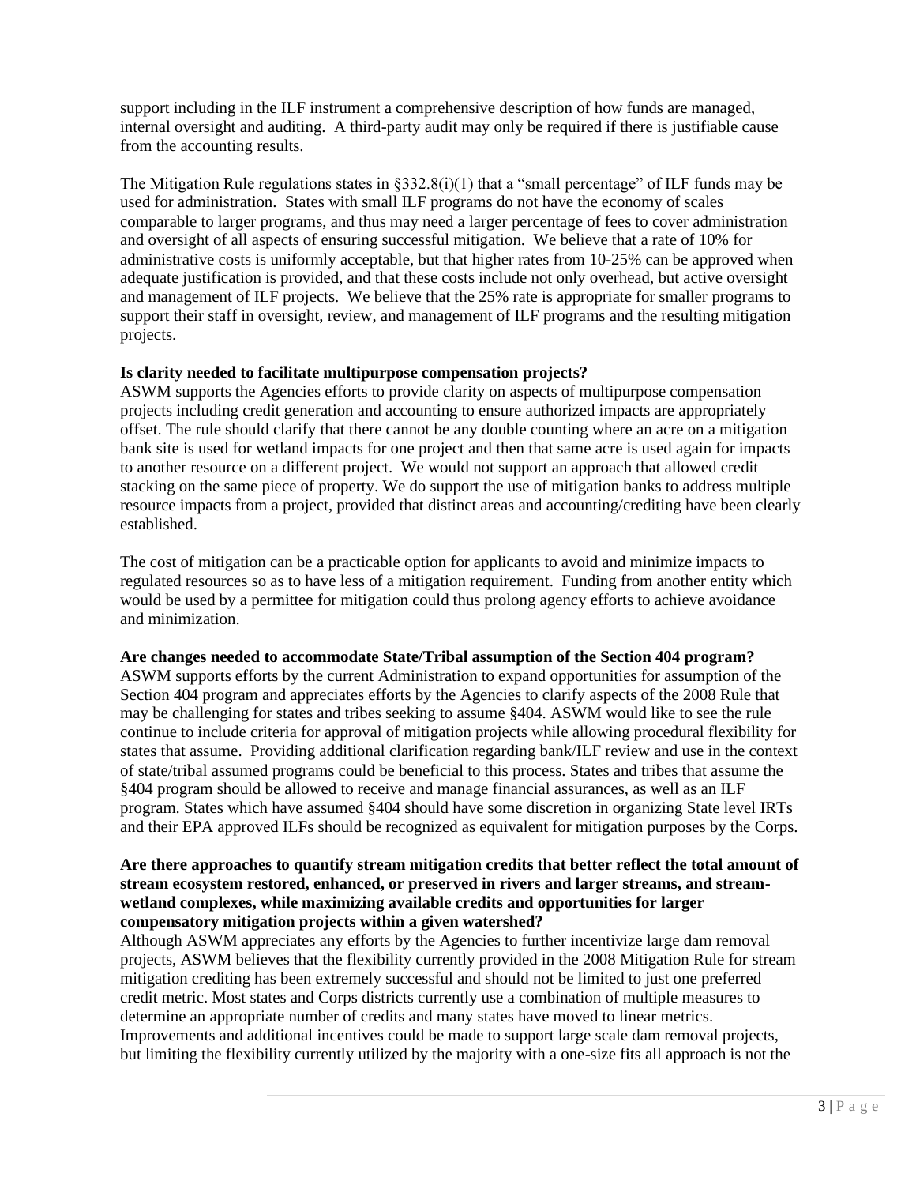support including in the ILF instrument a comprehensive description of how funds are managed, internal oversight and auditing. A third-party audit may only be required if there is justifiable cause from the accounting results.

The Mitigation Rule regulations states in §332.8(i)(1) that a "small percentage" of ILF funds may be used for administration. States with small ILF programs do not have the economy of scales comparable to larger programs, and thus may need a larger percentage of fees to cover administration and oversight of all aspects of ensuring successful mitigation. We believe that a rate of 10% for administrative costs is uniformly acceptable, but that higher rates from 10-25% can be approved when adequate justification is provided, and that these costs include not only overhead, but active oversight and management of ILF projects. We believe that the 25% rate is appropriate for smaller programs to support their staff in oversight, review, and management of ILF programs and the resulting mitigation projects.

**Is clarity needed to facilitate multipurpose compensation projects?**

ASWM supports the Agencies efforts to provide clarity on aspects of multipurpose compensation projects including credit generation and accounting to ensure authorized impacts are appropriately offset. The rule should clarify that there cannot be any double counting where an acre on a mitigation bank site is used for wetland impacts for one project and then that same acre is used again for impacts to another resource on a different project. We would not support an approach that allowed credit stacking on the same piece of property. We do support the use of mitigation banks to address multiple resource impacts from a project, provided that distinct areas and accounting/crediting have been clearly established.

The cost of mitigation can be a practicable option for applicants to avoid and minimize impacts to regulated resources so as to have less of a mitigation requirement. Funding from another entity which would be used by a permittee for mitigation could thus prolong agency efforts to achieve avoidance and minimization.

**Are changes needed to accommodate State/Tribal assumption of the Section 404 program?**

ASWM supports efforts by the current Administration to expand opportunities for assumption of the Section 404 program and appreciates efforts by the Agencies to clarify aspects of the 2008 Rule that may be challenging for states and tribes seeking to assume §404. ASWM would like to see the rule continue to include criteria for approval of mitigation projects while allowing procedural flexibility for states that assume. Providing additional clarification regarding bank/ILF review and use in the context of state/tribal assumed programs could be beneficial to this process. States and tribes that assume the §404 program should be allowed to receive and manage financial assurances, as well as an ILF program. States which have assumed §404 should have some discretion in organizing State level IRTs and their EPA approved ILFs should be recognized as equivalent for mitigation purposes by the Corps.

**Are there approaches to quantify stream mitigation credits that better reflect the total amount of stream ecosystem restored, enhanced, or preserved in rivers and larger streams, and stream-wetland complexes, while maximizing available credits and opportunities for larger compensatory mitigation projects within a given watershed?**

Although ASWM appreciates any efforts by the Agencies to further incentivize large dam removal projects, ASWM believes that the flexibility currently provided in the 2008 Mitigation Rule for stream mitigation crediting has been extremely successful and should not be limited to just one preferred credit metric. Most states and Corps districts currently use a combination of multiple measures to determine an appropriate number of credits and many states have moved to linear metrics. Improvements and additional incentives could be made to support large scale dam removal projects, but limiting the flexibility currently utilized by the majority with a one-size fits all approach is not the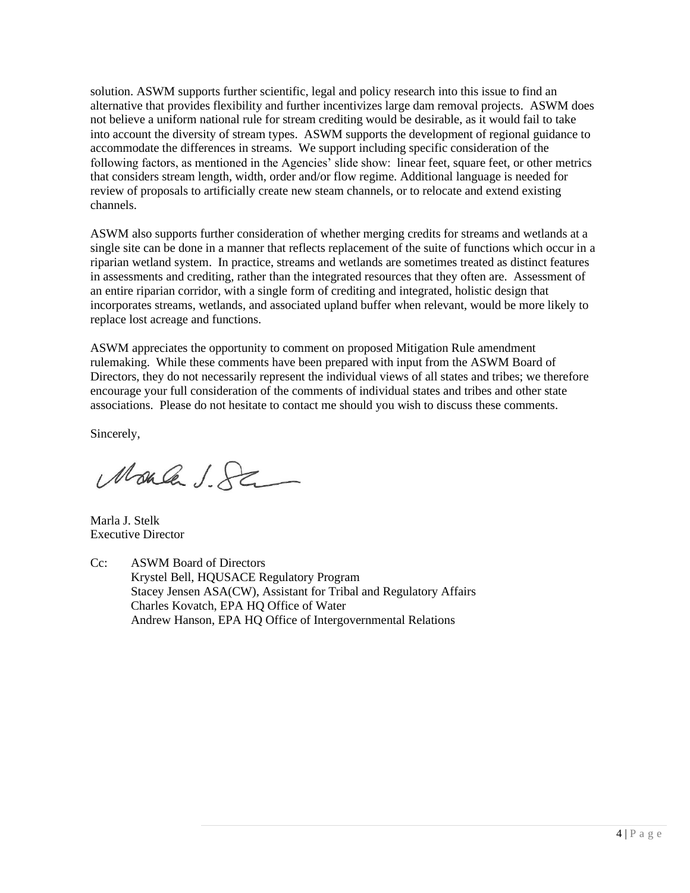solution. ASWM supports further scientific, legal and policy research into this issue to find an alternative that provides flexibility and further incentivizes large dam removal projects. ASWM does not believe a uniform national rule for stream crediting would be desirable, as it would fail to take into account the diversity of stream types. ASWM supports the development of regional guidance to accommodate the differences in streams. We support including specific consideration of the following factors, as mentioned in the Agencies' slide show: linear feet, square feet, or other metrics that considers stream length, width, order and/or flow regime. Additional language is needed for review of proposals to artificially create new steam channels, or to relocate and extend existing channels.

ASWM also supports further consideration of whether merging credits for streams and wetlands at a single site can be done in a manner that reflects replacement of the suite of functions which occur in a riparian wetland system. In practice, streams and wetlands are sometimes treated as distinct features in assessments and crediting, rather than the integrated resources that they often are. Assessment of an entire riparian corridor, with a single form of crediting and integrated, holistic design that incorporates streams, wetlands, and associated upland buffer when relevant, would be more likely to replace lost acreage and functions.

ASWM appreciates the opportunity to comment on proposed Mitigation Rule amendment rulemaking. While these comments have been prepared with input from the ASWM Board of Directors, they do not necessarily represent the individual views of all states and tribes; we therefore encourage your full consideration of the comments of individual states and tribes and other state associations. Please do not hesitate to contact me should you wish to discuss these comments.

Sincerely,

Marla J. Stelk
Executive Director

Cc: ASWM Board of Directors
Krystel Bell, HQUSACE Regulatory Program
Stacey Jensen ASA(CW), Assistant for Tribal and Regulatory Affairs
Charles Kovatch, EPA HQ Office of Water
Andrew Hanson, EPA HQ Office of Intergovernmental Relations